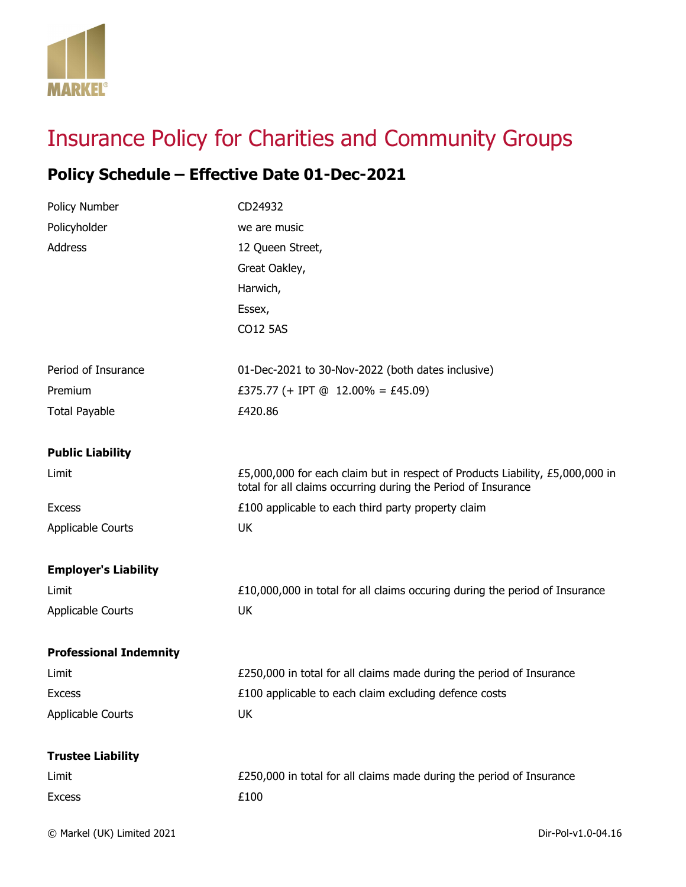# Insurance Policy for Charities and Community Groups

## Policy Schedule – Effective Date 01-Dec-2021

| | |
|---|---|
| Policy Number | CD24932 |
| Policyholder | we are music |
| Address | 12 Queen Street,<br>Great Oakley,<br>Harwich,<br>Essex,<br>CO12 5AS |
| Period of Insurance | 01-Dec-2021 to 30-Nov-2022 (both dates inclusive) |
| Premium | £375.77 (+ IPT @ 12.00% = £45.09) |
| Total Payable | £420.86 |

**Public Liability**

| | |
|---|---|
| Limit | £5,000,000 for each claim but in respect of Products Liability, £5,000,000 in total for all claims occurring during the Period of Insurance |
| Excess | £100 applicable to each third party property claim |
| Applicable Courts | UK |

**Employer's Liability**

| | |
|---|---|
| Limit | £10,000,000 in total for all claims occuring during the period of Insurance |
| Applicable Courts | UK |

**Professional Indemnity**

| | |
|---|---|
| Limit | £250,000 in total for all claims made during the period of Insurance |
| Excess | £100 applicable to each claim excluding defence costs |
| Applicable Courts | UK |

**Trustee Liability**

| | |
|---|---|
| Limit | £250,000 in total for all claims made during the period of Insurance |
| Excess | £100 |

© Markel (UK) Limited 2021

Dir-Pol-v1.0-04.16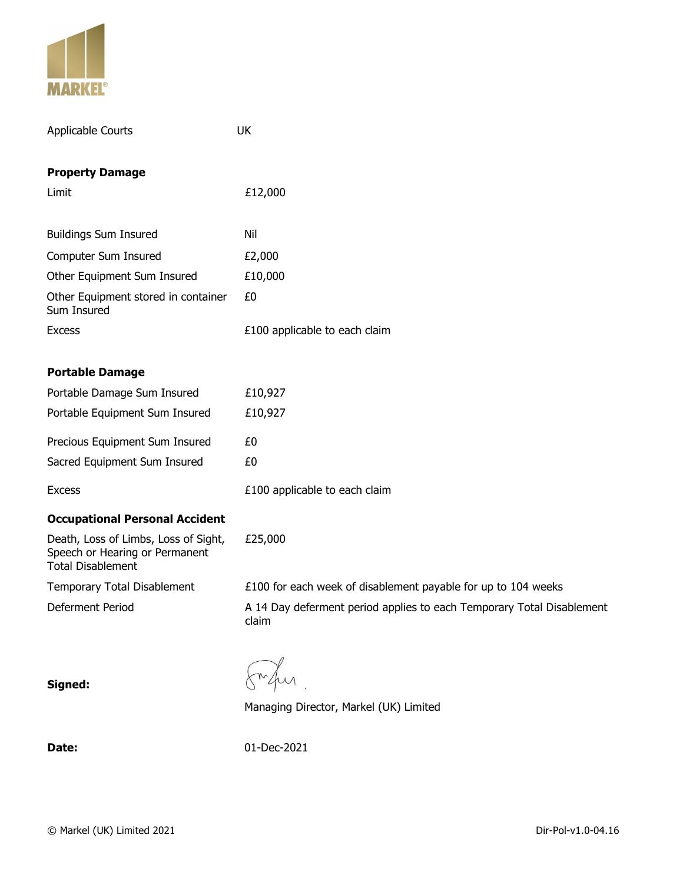MARKEL®

| | |
|---|---|
| Applicable Courts | UK |

**Property Damage**

| | |
|---|---|
| Limit | £12,000 |
| Buildings Sum Insured | Nil |
| Computer Sum Insured | £2,000 |
| Other Equipment Sum Insured | £10,000 |
| Other Equipment stored in container Sum Insured | £0 |
| Excess | £100 applicable to each claim |

**Portable Damage**

| | |
|---|---|
| Portable Damage Sum Insured | £10,927 |
| Portable Equipment Sum Insured | £10,927 |
| Precious Equipment Sum Insured | £0 |
| Sacred Equipment Sum Insured | £0 |
| Excess | £100 applicable to each claim |

**Occupational Personal Accident**

| | |
|---|---|
| Death, Loss of Limbs, Loss of Sight, Speech or Hearing or Permanent Total Disablement | £25,000 |
| Temporary Total Disablement | £100 for each week of disablement payable for up to 104 weeks |
| Deferment Period | A 14 Day deferment period applies to each Temporary Total Disablement claim |

**Signed:**

Managing Director, Markel (UK) Limited

**Date:** 01-Dec-2021

© Markel (UK) Limited 2021 Dir-Pol-v1.0-04.16